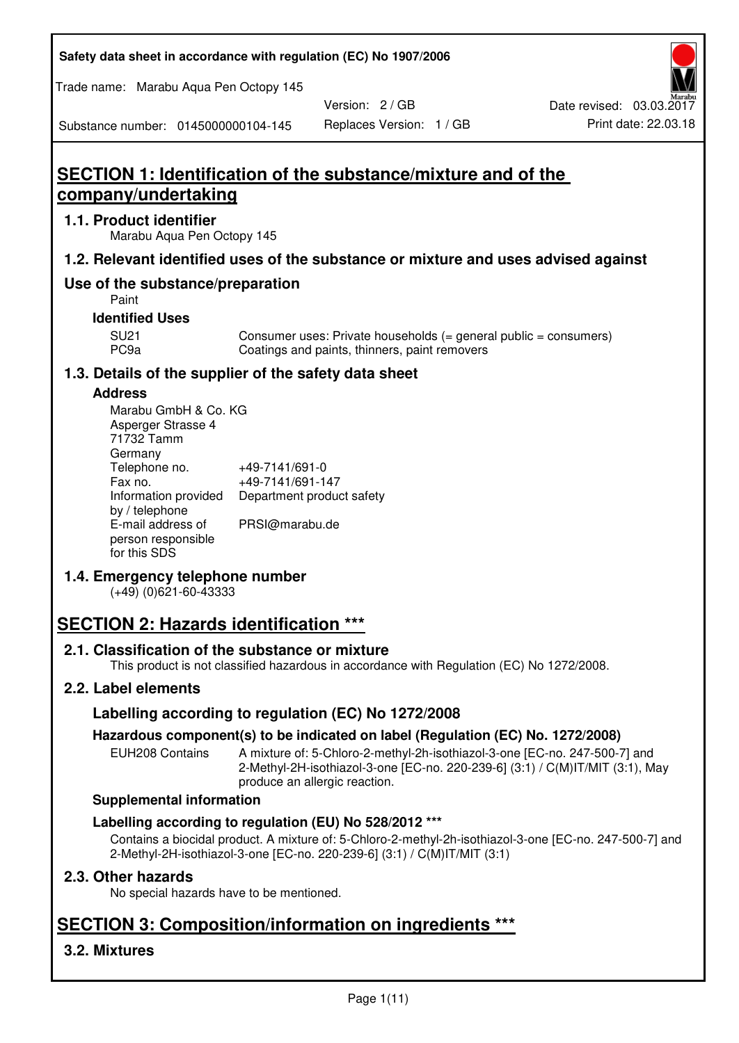Safety data sheet in accordance with regulation (EC) No 1907/2006

Trade name: Marabu Aqua Pen Octopy 145

Version: 2 / GB

Replaces Version: 1 / GB

Date revised: 03.03.2017

Print date: 22.03.18

Substance number: 0145000000104-145

# SECTION 1: Identification of the substance/mixture and of the company/undertaking

## 1.1. Product identifier

Marabu Aqua Pen Octopy 145

## 1.2. Relevant identified uses of the substance or mixture and uses advised against

## Use of the substance/preparation

Paint

### Identified Uses

| | |
|---|---|
| SU21 | Consumer uses: Private households (= general public = consumers) |
| PC9a | Coatings and paints, thinners, paint removers |

## 1.3. Details of the supplier of the safety data sheet

### Address

Marabu GmbH & Co. KG
Asperger Strasse 4
71732 Tamm
Germany

| | |
|---|---|
| Telephone no. | +49-7141/691-0 |
| Fax no. | +49-7141/691-147 |
| Information provided by / telephone | Department product safety |
| E-mail address of person responsible for this SDS | PRSI@marabu.de |

## 1.4. Emergency telephone number

(+49) (0)621-60-43333

# SECTION 2: Hazards identification ***

## 2.1. Classification of the substance or mixture

This product is not classified hazardous in accordance with Regulation (EC) No 1272/2008.

## 2.2. Label elements

### Labelling according to regulation (EC) No 1272/2008

### Hazardous component(s) to be indicated on label (Regulation (EC) No. 1272/2008)

EUH208 Contains A mixture of: 5-Chloro-2-methyl-2h-isothiazol-3-one [EC-no. 247-500-7] and 2-Methyl-2H-isothiazol-3-one [EC-no. 220-239-6] (3:1) / C(M)IT/MIT (3:1), May produce an allergic reaction.

### Supplemental information

### Labelling according to regulation (EU) No 528/2012 ***

Contains a biocidal product. A mixture of: 5-Chloro-2-methyl-2h-isothiazol-3-one [EC-no. 247-500-7] and 2-Methyl-2H-isothiazol-3-one [EC-no. 220-239-6] (3:1) / C(M)IT/MIT (3:1)

## 2.3. Other hazards

No special hazards have to be mentioned.

# SECTION 3: Composition/information on ingredients ***

## 3.2. Mixtures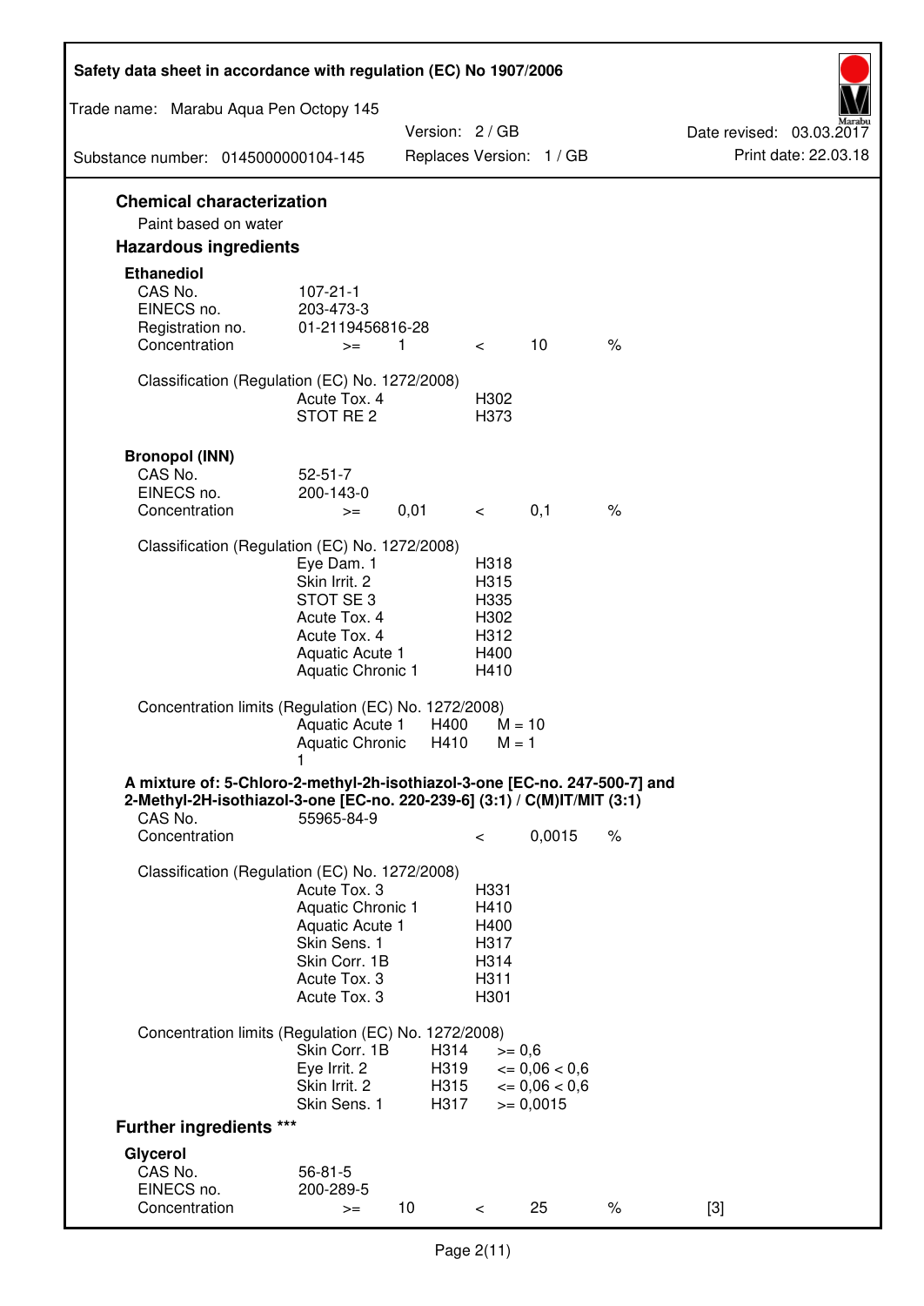## Chemical characterization

Paint based on water

## Hazardous ingredients

### Ethanediol

| | | | | | |
|---|---|---|---|---|---|
| CAS No. | 107-21-1 | | | | |
| EINECS no. | 203-473-3 | | | | |
| Registration no. | 01-2119456816-28 | | | | |
| Concentration | >= | 1 | < | 10 | % |

Classification (Regulation (EC) No. 1272/2008)

| | |
|---|---|
| Acute Tox. 4 | H302 |
| STOT RE 2 | H373 |

### Bronopol (INN)

| | | | | | |
|---|---|---|---|---|---|
| CAS No. | 52-51-7 | | | | |
| EINECS no. | 200-143-0 | | | | |
| Concentration | >= | 0,01 | < | 0,1 | % |

Classification (Regulation (EC) No. 1272/2008)

| | |
|---|---|
| Eye Dam. 1 | H318 |
| Skin Irrit. 2 | H315 |
| STOT SE 3 | H335 |
| Acute Tox. 4 | H302 |
| Acute Tox. 4 | H312 |
| Aquatic Acute 1 | H400 |
| Aquatic Chronic 1 | H410 |

Concentration limits (Regulation (EC) No. 1272/2008)

| | | |
|---|---|---|
| Aquatic Acute 1 | H400 | M = 10 |
| Aquatic Chronic 1 | H410 | M = 1 |

### A mixture of: 5-Chloro-2-methyl-2h-isothiazol-3-one [EC-no. 247-500-7] and 2-Methyl-2H-isothiazol-3-one [EC-no. 220-239-6] (3:1) / C(M)IT/MIT (3:1)

| | | | |
|---|---|---|---|
| CAS No. | 55965-84-9 | | |
| Concentration | < | 0,0015 | % |

Classification (Regulation (EC) No. 1272/2008)

| | |
|---|---|
| Acute Tox. 3 | H331 |
| Aquatic Chronic 1 | H410 |
| Aquatic Acute 1 | H400 |
| Skin Sens. 1 | H317 |
| Skin Corr. 1B | H314 |
| Acute Tox. 3 | H311 |
| Acute Tox. 3 | H301 |

Concentration limits (Regulation (EC) No. 1272/2008)

| | | |
|---|---|---|
| Skin Corr. 1B | H314 | >= 0,6 |
| Eye Irrit. 2 | H319 | <= 0,06 < 0,6 |
| Skin Irrit. 2 | H315 | <= 0,06 < 0,6 |
| Skin Sens. 1 | H317 | >= 0,0015 |

## Further ingredients ***

### Glycerol

| | | | | | | |
|---|---|---|---|---|---|---|
| CAS No. | 56-81-5 | | | | | |
| EINECS no. | 200-289-5 | | | | | |
| Concentration | >= | 10 | < | 25 | % | [3] |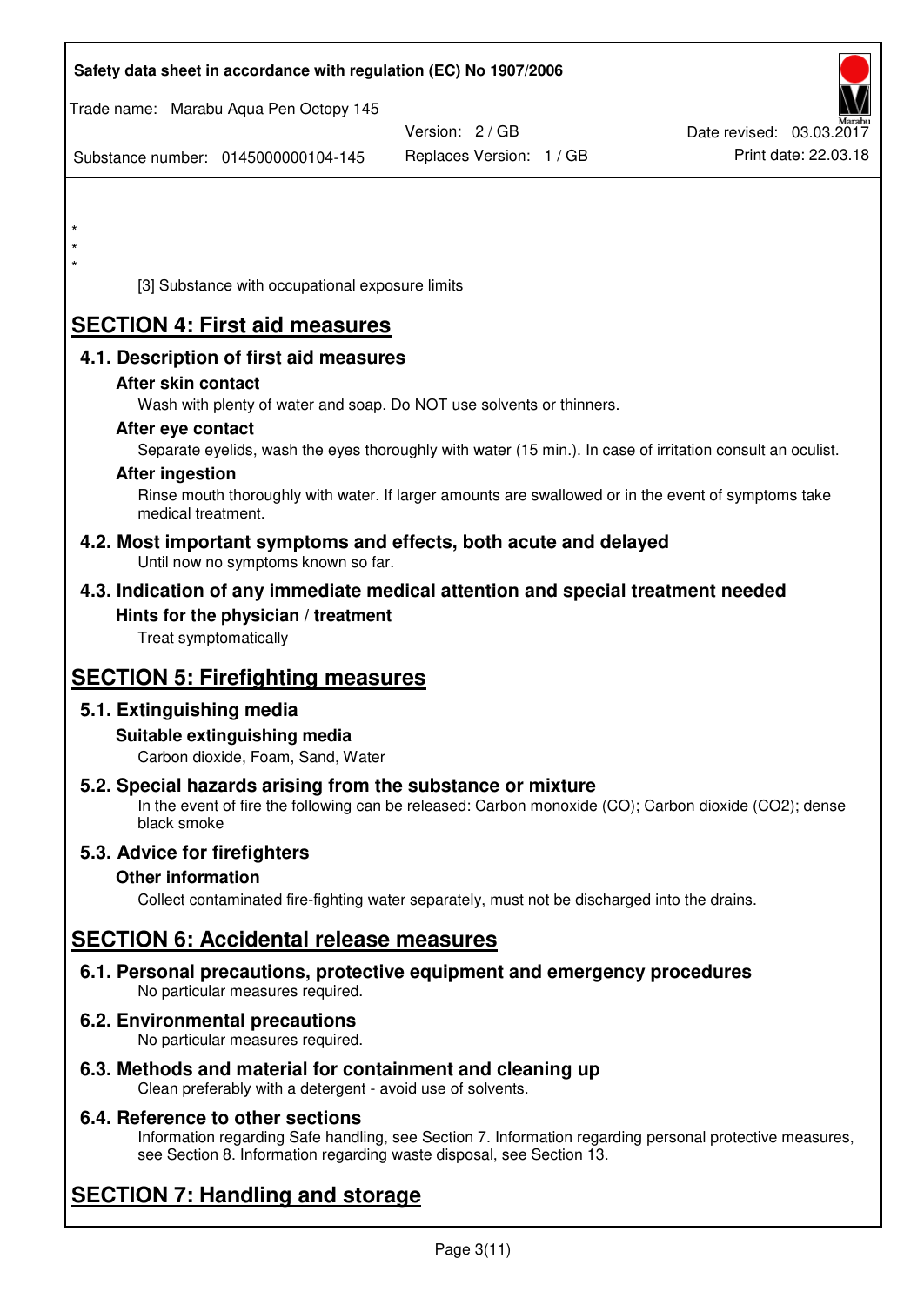*
*
*

[3] Substance with occupational exposure limits

# SECTION 4: First aid measures

## 4.1. Description of first aid measures

### After skin contact

Wash with plenty of water and soap. Do NOT use solvents or thinners.

### After eye contact

Separate eyelids, wash the eyes thoroughly with water (15 min.). In case of irritation consult an oculist.

### After ingestion

Rinse mouth thoroughly with water. If larger amounts are swallowed or in the event of symptoms take medical treatment.

## 4.2. Most important symptoms and effects, both acute and delayed

Until now no symptoms known so far.

## 4.3. Indication of any immediate medical attention and special treatment needed

### Hints for the physician / treatment

Treat symptomatically

# SECTION 5: Firefighting measures

## 5.1. Extinguishing media

### Suitable extinguishing media

Carbon dioxide, Foam, Sand, Water

## 5.2. Special hazards arising from the substance or mixture

In the event of fire the following can be released: Carbon monoxide (CO); Carbon dioxide ($CO_2$); dense black smoke

## 5.3. Advice for firefighters

### Other information

Collect contaminated fire-fighting water separately, must not be discharged into the drains.

# SECTION 6: Accidental release measures

## 6.1. Personal precautions, protective equipment and emergency procedures

No particular measures required.

## 6.2. Environmental precautions

No particular measures required.

## 6.3. Methods and material for containment and cleaning up

Clean preferably with a detergent - avoid use of solvents.

## 6.4. Reference to other sections

Information regarding Safe handling, see Section 7. Information regarding personal protective measures, see Section 8. Information regarding waste disposal, see Section 13.

# SECTION 7: Handling and storage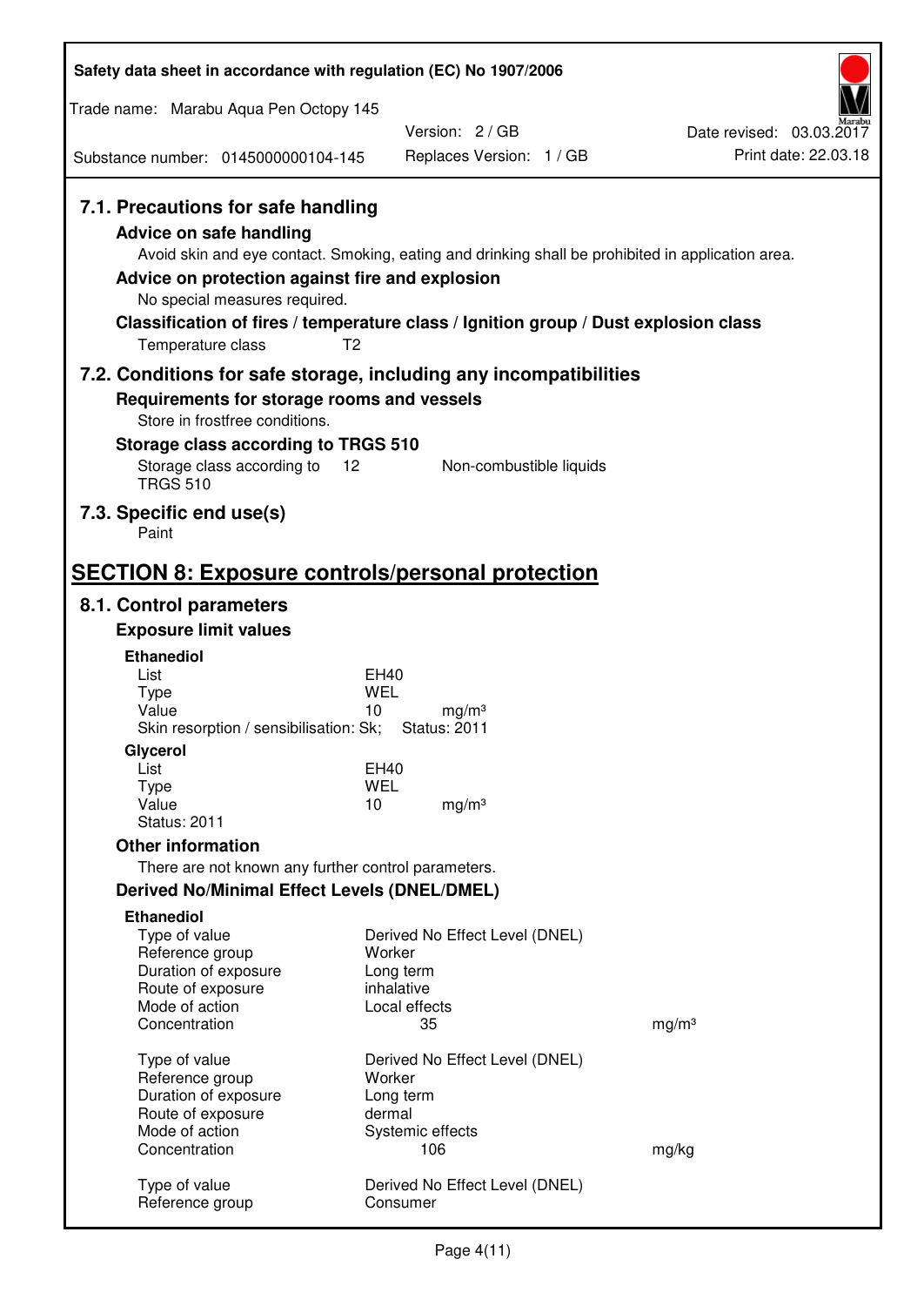### 7.1. Precautions for safe handling

**Advice on safe handling**

Avoid skin and eye contact. Smoking, eating and drinking shall be prohibited in application area.

**Advice on protection against fire and explosion**

No special measures required.

**Classification of fires / temperature class / Ignition group / Dust explosion class**

| | |
|---|---|
| Temperature class | T2 |

### 7.2. Conditions for safe storage, including any incompatibilities

**Requirements for storage rooms and vessels**

Store in frostfree conditions.

**Storage class according to TRGS 510**

| | | |
|---|---|---|
| Storage class according to TRGS 510 | 12 | Non-combustible liquids |

### 7.3. Specific end use(s)

Paint

## SECTION 8: Exposure controls/personal protection

### 8.1. Control parameters

**Exposure limit values**

**Ethanediol**

| | | |
|---|---|---|
| List | EH40 | |
| Type | WEL | |
| Value | 10 | mg/m³ |

Skin resorption / sensibilisation: Sk; Status: 2011

**Glycerol**

| | | |
|---|---|---|
| List | EH40 | |
| Type | WEL | |
| Value | 10 | mg/m³ |

Status: 2011

**Other information**

There are not known any further control parameters.

**Derived No/Minimal Effect Levels (DNEL/DMEL)**

**Ethanediol**

| | | |
|---|---|---|
| Type of value | Derived No Effect Level (DNEL) | |
| Reference group | Worker | |
| Duration of exposure | Long term | |
| Route of exposure | inhalative | |
| Mode of action | Local effects | |
| Concentration | 35 | mg/m³ |

| | | |
|---|---|---|
| Type of value | Derived No Effect Level (DNEL) | |
| Reference group | Worker | |
| Duration of exposure | Long term | |
| Route of exposure | dermal | |
| Mode of action | Systemic effects | |
| Concentration | 106 | mg/kg |

| | |
|---|---|
| Type of value | Derived No Effect Level (DNEL) |
| Reference group | Consumer |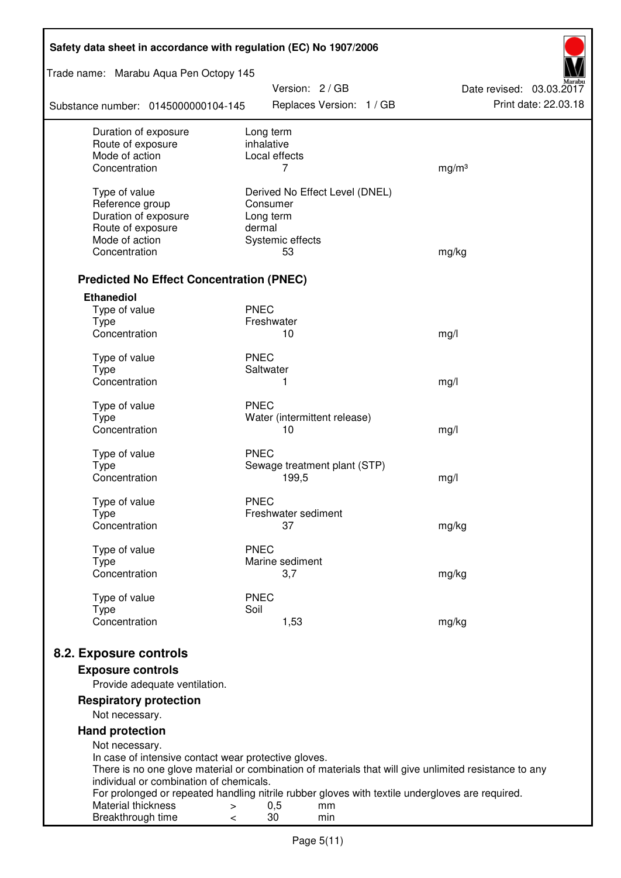| | | |
|---|---|---|
| Duration of exposure | Long term | |
| Route of exposure | inhalative | |
| Mode of action | Local effects | |
| Concentration | 7 | mg/m³ |
| | | |
| Type of value | Derived No Effect Level (DNEL) | |
| Reference group | Consumer | |
| Duration of exposure | Long term | |
| Route of exposure | dermal | |
| Mode of action | Systemic effects | |
| Concentration | 53 | mg/kg |

### Predicted No Effect Concentration (PNEC)

**Ethanediol**

| | | |
|---|---|---|
| Type of value | PNEC | |
| Type | Freshwater | |
| Concentration | 10 | mg/l |
| | | |
| Type of value | PNEC | |
| Type | Saltwater | |
| Concentration | 1 | mg/l |
| | | |
| Type of value | PNEC | |
| Type | Water (intermittent release) | |
| Concentration | 10 | mg/l |
| | | |
| Type of value | PNEC | |
| Type | Sewage treatment plant (STP) | |
| Concentration | 199,5 | mg/l |
| | | |
| Type of value | PNEC | |
| Type | Freshwater sediment | |
| Concentration | 37 | mg/kg |
| | | |
| Type of value | PNEC | |
| Type | Marine sediment | |
| Concentration | 3,7 | mg/kg |
| | | |
| Type of value | PNEC | |
| Type | Soil | |
| Concentration | 1,53 | mg/kg |

## 8.2. Exposure controls

### Exposure controls

Provide adequate ventilation.

### Respiratory protection

Not necessary.

### Hand protection

Not necessary.
In case of intensive contact wear protective gloves.
There is no one glove material or combination of materials that will give unlimited resistance to any individual or combination of chemicals.
For prolonged or repeated handling nitrile rubber gloves with textile undergloves are required.

| | | | |
|---|---|---|---|
| Material thickness | > | 0,5 | mm |
| Breakthrough time | < | 30 | min |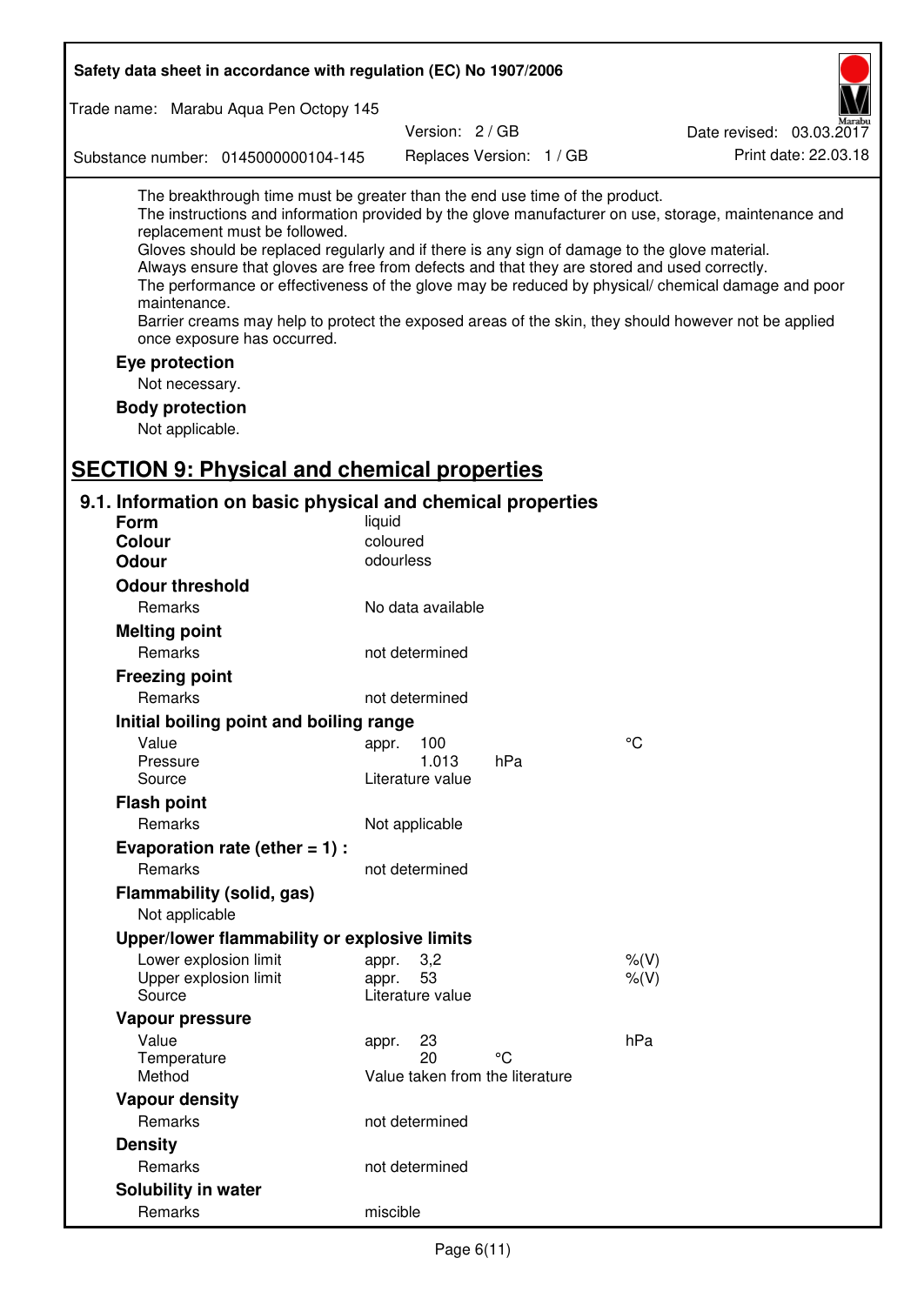The breakthrough time must be greater than the end use time of the product.
The instructions and information provided by the glove manufacturer on use, storage, maintenance and replacement must be followed.
Gloves should be replaced regularly and if there is any sign of damage to the glove material.
Always ensure that gloves are free from defects and that they are stored and used correctly.
The performance or effectiveness of the glove may be reduced by physical/ chemical damage and poor maintenance.
Barrier creams may help to protect the exposed areas of the skin, they should however not be applied once exposure has occurred.

**Eye protection**

Not necessary.

**Body protection**

Not applicable.

# SECTION 9: Physical and chemical properties

## 9.1. Information on basic physical and chemical properties

| | | |
|---|---|---|
| **Form** | liquid | |
| **Colour** | coloured | |
| **Odour** | odourless | |
| **Odour threshold** | | |
| Remarks | No data available | |
| **Melting point** | | |
| Remarks | not determined | |
| **Freezing point** | | |
| Remarks | not determined | |
| **Initial boiling point and boiling range** | | |
| Value | appr. 100 | °C |
| Pressure | 1.013 hPa | |
| Source | Literature value | |
| **Flash point** | | |
| Remarks | Not applicable | |
| **Evaporation rate (ether = 1) :** | | |
| Remarks | not determined | |
| **Flammability (solid, gas)** | | |
| Not applicable | | |
| **Upper/lower flammability or explosive limits** | | |
| Lower explosion limit | appr. 3,2 | %(V) |
| Upper explosion limit | appr. 53 | %(V) |
| Source | Literature value | |
| **Vapour pressure** | | |
| Value | appr. 23 | hPa |
| Temperature | 20 °C | |
| Method | Value taken from the literature | |
| **Vapour density** | | |
| Remarks | not determined | |
| **Density** | | |
| Remarks | not determined | |
| **Solubility in water** | | |
| Remarks | miscible | |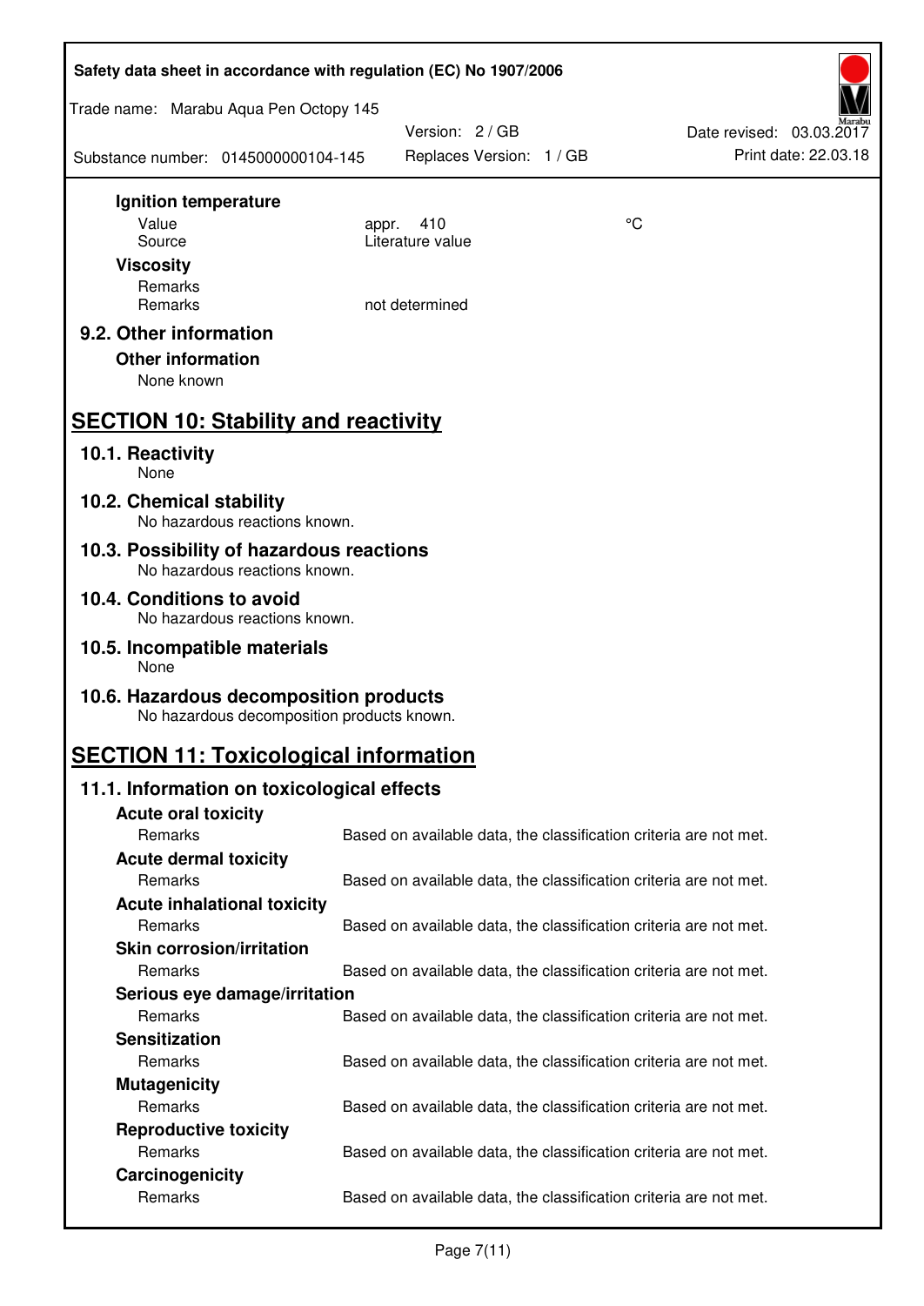**Ignition temperature**

| | | |
|---|---|---|
| Value | appr. 410 | °C |
| Source | Literature value | |

**Viscosity**

| | |
|---|---|
| Remarks | |
| Remarks | not determined |

### 9.2. Other information

**Other information**

None known

## SECTION 10: Stability and reactivity

### 10.1. Reactivity

None

### 10.2. Chemical stability

No hazardous reactions known.

### 10.3. Possibility of hazardous reactions

No hazardous reactions known.

### 10.4. Conditions to avoid

No hazardous reactions known.

### 10.5. Incompatible materials

None

### 10.6. Hazardous decomposition products

No hazardous decomposition products known.

## SECTION 11: Toxicological information

### 11.1. Information on toxicological effects

**Acute oral toxicity**

Remarks: Based on available data, the classification criteria are not met.

**Acute dermal toxicity**

Remarks: Based on available data, the classification criteria are not met.

**Acute inhalational toxicity**

Remarks: Based on available data, the classification criteria are not met.

**Skin corrosion/irritation**

Remarks: Based on available data, the classification criteria are not met.

**Serious eye damage/irritation**

Remarks: Based on available data, the classification criteria are not met.

**Sensitization**

Remarks: Based on available data, the classification criteria are not met.

**Mutagenicity**

Remarks: Based on available data, the classification criteria are not met.

**Reproductive toxicity**

Remarks: Based on available data, the classification criteria are not met.

**Carcinogenicity**

Remarks: Based on available data, the classification criteria are not met.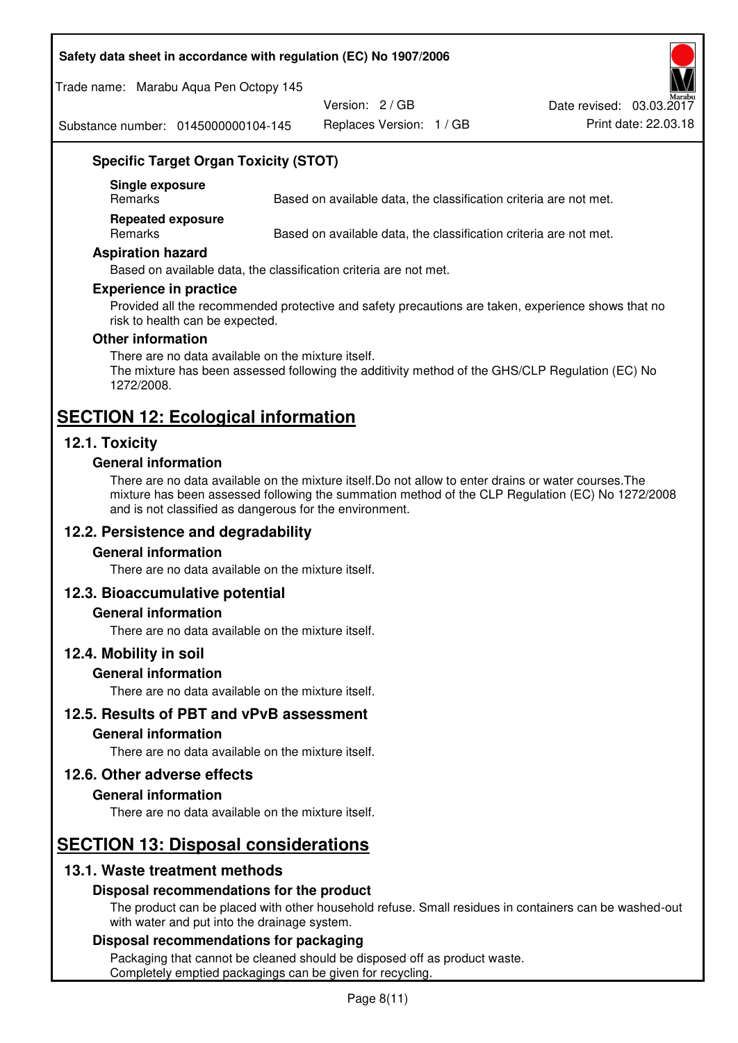### Specific Target Organ Toxicity (STOT)

**Single exposure**

| Remarks | Based on available data, the classification criteria are not met. |
| --- | --- |

**Repeated exposure**

| Remarks | Based on available data, the classification criteria are not met. |
| --- | --- |

### Aspiration hazard

Based on available data, the classification criteria are not met.

### Experience in practice

Provided all the recommended protective and safety precautions are taken, experience shows that no risk to health can be expected.

### Other information

There are no data available on the mixture itself.
The mixture has been assessed following the additivity method of the GHS/CLP Regulation (EC) No 1272/2008.

# SECTION 12: Ecological information

## 12.1. Toxicity

### General information

There are no data available on the mixture itself.Do not allow to enter drains or water courses.The mixture has been assessed following the summation method of the CLP Regulation (EC) No 1272/2008 and is not classified as dangerous for the environment.

## 12.2. Persistence and degradability

### General information

There are no data available on the mixture itself.

## 12.3. Bioaccumulative potential

### General information

There are no data available on the mixture itself.

## 12.4. Mobility in soil

### General information

There are no data available on the mixture itself.

## 12.5. Results of PBT and vPvB assessment

### General information

There are no data available on the mixture itself.

## 12.6. Other adverse effects

### General information

There are no data available on the mixture itself.

# SECTION 13: Disposal considerations

## 13.1. Waste treatment methods

### Disposal recommendations for the product

The product can be placed with other household refuse. Small residues in containers can be washed-out with water and put into the drainage system.

### Disposal recommendations for packaging

Packaging that cannot be cleaned should be disposed off as product waste.
Completely emptied packagings can be given for recycling.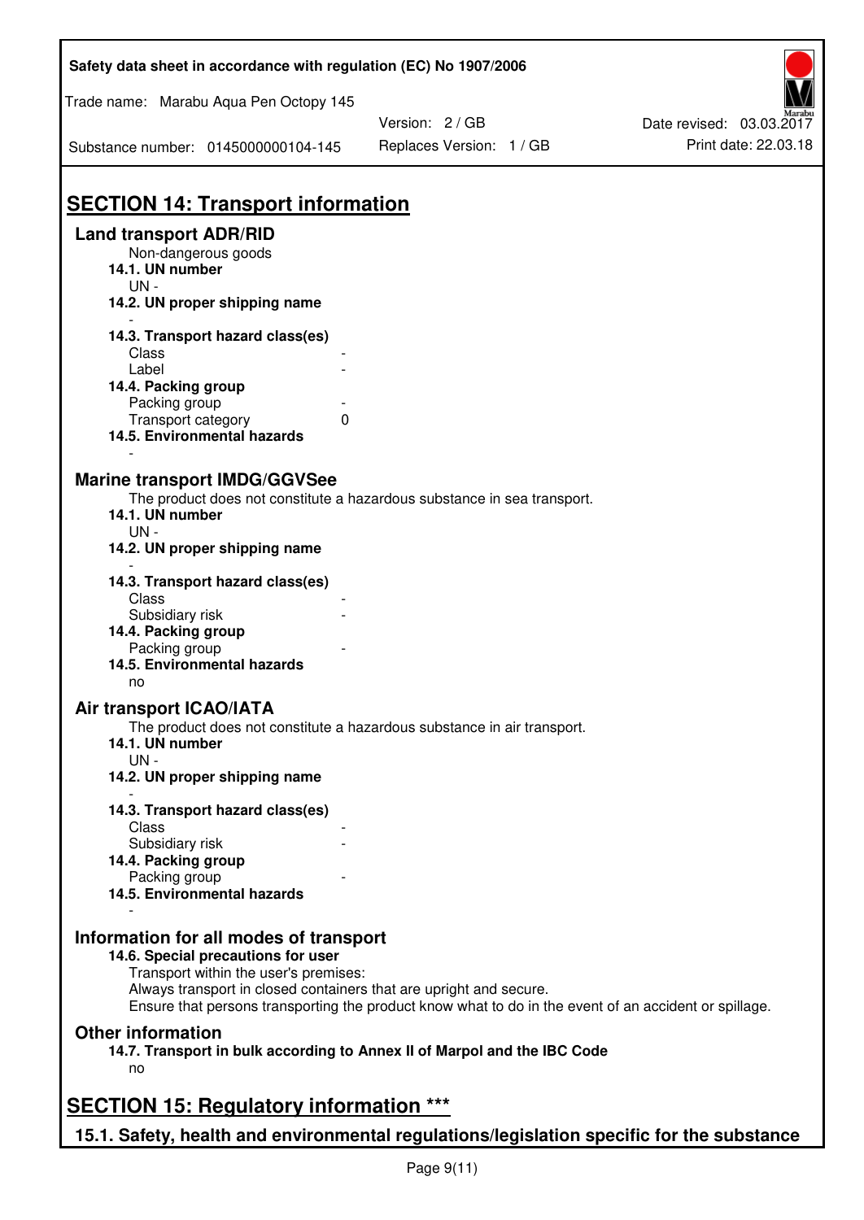# SECTION 14: Transport information

## Land transport ADR/RID

Non-dangerous goods

**14.1. UN number**

UN -

**14.2. UN proper shipping name**

-

**14.3. Transport hazard class(es)**

| | |
|---|---|
| Class | - |
| Label | - |

**14.4. Packing group**

| | |
|---|---|
| Packing group | - |
| Transport category | 0 |

**14.5. Environmental hazards**

-

## Marine transport IMDG/GGVSee

The product does not constitute a hazardous substance in sea transport.

**14.1. UN number**

UN -

**14.2. UN proper shipping name**

-

**14.3. Transport hazard class(es)**

| | |
|---|---|
| Class | - |
| Subsidiary risk | - |

**14.4. Packing group**

| | |
|---|---|
| Packing group | - |

**14.5. Environmental hazards**

no

## Air transport ICAO/IATA

The product does not constitute a hazardous substance in air transport.

**14.1. UN number**

UN -

**14.2. UN proper shipping name**

-

**14.3. Transport hazard class(es)**

| | |
|---|---|
| Class | - |
| Subsidiary risk | - |

**14.4. Packing group**

| | |
|---|---|
| Packing group | - |

**14.5. Environmental hazards**

-

## Information for all modes of transport

**14.6. Special precautions for user**

Transport within the user's premises:
Always transport in closed containers that are upright and secure.
Ensure that persons transporting the product know what to do in the event of an accident or spillage.

## Other information

**14.7. Transport in bulk according to Annex II of Marpol and the IBC Code**

no

# SECTION 15: Regulatory information ***

## 15.1. Safety, health and environmental regulations/legislation specific for the substance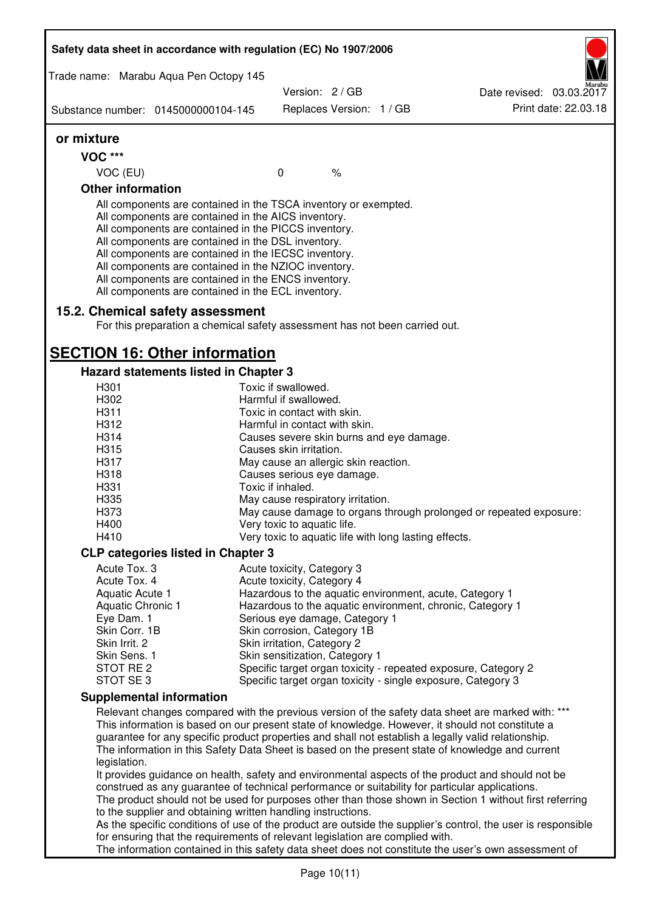**or mixture**

**VOC \*\*\***

| VOC (EU) | 0 | % |
|---|---|---|

**Other information**

All components are contained in the TSCA inventory or exempted.
All components are contained in the AICS inventory.
All components are contained in the PICCS inventory.
All components are contained in the DSL inventory.
All components are contained in the IECSC inventory.
All components are contained in the NZIOC inventory.
All components are contained in the ENCS inventory.
All components are contained in the ECL inventory.

## 15.2. Chemical safety assessment

For this preparation a chemical safety assessment has not been carried out.

# SECTION 16: Other information

### Hazard statements listed in Chapter 3

| | |
|---|---|
| H301 | Toxic if swallowed. |
| H302 | Harmful if swallowed. |
| H311 | Toxic in contact with skin. |
| H312 | Harmful in contact with skin. |
| H314 | Causes severe skin burns and eye damage. |
| H315 | Causes skin irritation. |
| H317 | May cause an allergic skin reaction. |
| H318 | Causes serious eye damage. |
| H331 | Toxic if inhaled. |
| H335 | May cause respiratory irritation. |
| H373 | May cause damage to organs through prolonged or repeated exposure: |
| H400 | Very toxic to aquatic life. |
| H410 | Very toxic to aquatic life with long lasting effects. |

### CLP categories listed in Chapter 3

| | |
|---|---|
| Acute Tox. 3 | Acute toxicity, Category 3 |
| Acute Tox. 4 | Acute toxicity, Category 4 |
| Aquatic Acute 1 | Hazardous to the aquatic environment, acute, Category 1 |
| Aquatic Chronic 1 | Hazardous to the aquatic environment, chronic, Category 1 |
| Eye Dam. 1 | Serious eye damage, Category 1 |
| Skin Corr. 1B | Skin corrosion, Category 1B |
| Skin Irrit. 2 | Skin irritation, Category 2 |
| Skin Sens. 1 | Skin sensitization, Category 1 |
| STOT RE 2 | Specific target organ toxicity - repeated exposure, Category 2 |
| STOT SE 3 | Specific target organ toxicity - single exposure, Category 3 |

### Supplemental information

Relevant changes compared with the previous version of the safety data sheet are marked with: \*\*\*
This information is based on our present state of knowledge. However, it should not constitute a guarantee for any specific product properties and shall not establish a legally valid relationship.
The information in this Safety Data Sheet is based on the present state of knowledge and current legislation.
It provides guidance on health, safety and environmental aspects of the product and should not be construed as any guarantee of technical performance or suitability for particular applications.
The product should not be used for purposes other than those shown in Section 1 without first referring to the supplier and obtaining written handling instructions.
As the specific conditions of use of the product are outside the supplier's control, the user is responsible for ensuring that the requirements of relevant legislation are complied with.
The information contained in this safety data sheet does not constitute the user's own assessment of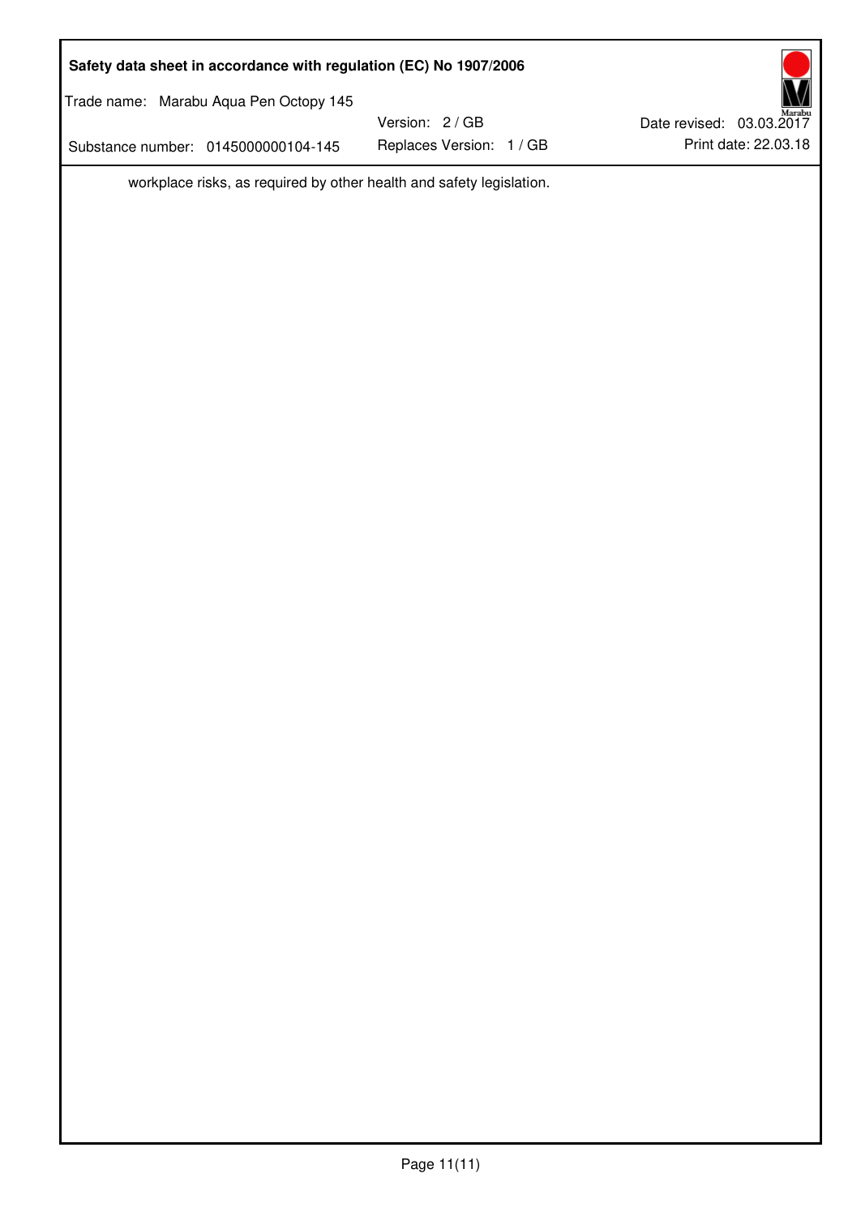workplace risks, as required by other health and safety legislation.